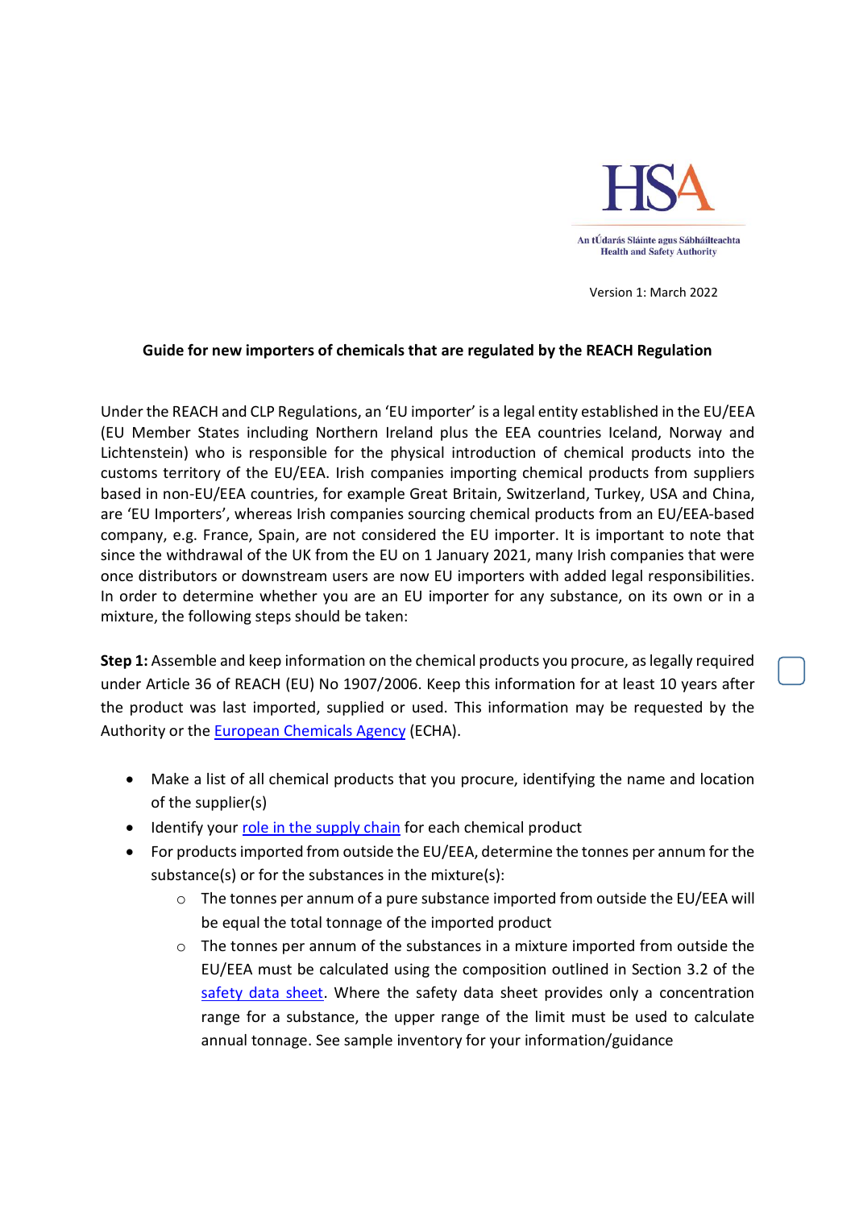HSA

An tÚdarás Sláinte agus Sábháilteachta
Health and Safety Authority

Version 1: March 2022

**Guide for new importers of chemicals that are regulated by the REACH Regulation**

Under the REACH and CLP Regulations, an 'EU importer' is a legal entity established in the EU/EEA (EU Member States including Northern Ireland plus the EEA countries Iceland, Norway and Lichtenstein) who is responsible for the physical introduction of chemical products into the customs territory of the EU/EEA. Irish companies importing chemical products from suppliers based in non-EU/EEA countries, for example Great Britain, Switzerland, Turkey, USA and China, are 'EU Importers', whereas Irish companies sourcing chemical products from an EU/EEA-based company, e.g. France, Spain, are not considered the EU importer. It is important to note that since the withdrawal of the UK from the EU on 1 January 2021, many Irish companies that were once distributors or downstream users are now EU importers with added legal responsibilities. In order to determine whether you are an EU importer for any substance, on its own or in a mixture, the following steps should be taken:

**Step 1:** Assemble and keep information on the chemical products you procure, as legally required under Article 36 of REACH (EU) No 1907/2006. Keep this information for at least 10 years after the product was last imported, supplied or used. This information may be requested by the Authority or the European Chemicals Agency (ECHA).

- Make a list of all chemical products that you procure, identifying the name and location of the supplier(s)
- Identify your role in the supply chain for each chemical product
- For products imported from outside the EU/EEA, determine the tonnes per annum for the substance(s) or for the substances in the mixture(s):
  - The tonnes per annum of a pure substance imported from outside the EU/EEA will be equal the total tonnage of the imported product
  - The tonnes per annum of the substances in a mixture imported from outside the EU/EEA must be calculated using the composition outlined in Section 3.2 of the safety data sheet. Where the safety data sheet provides only a concentration range for a substance, the upper range of the limit must be used to calculate annual tonnage. See sample inventory for your information/guidance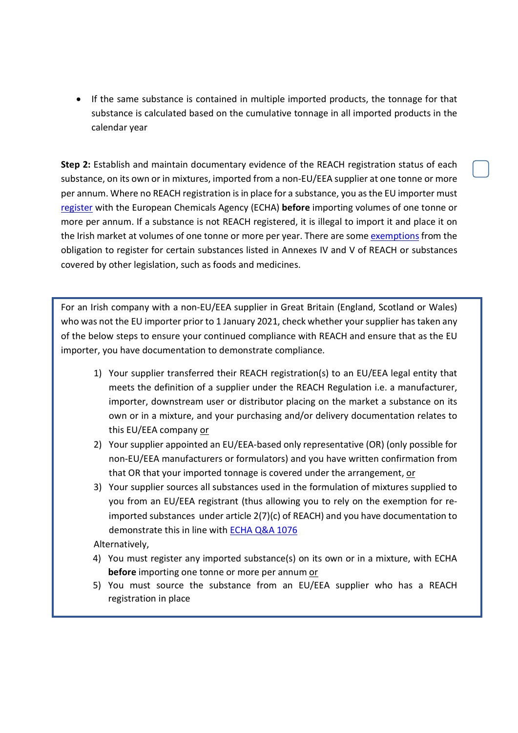- If the same substance is contained in multiple imported products, the tonnage for that substance is calculated based on the cumulative tonnage in all imported products in the calendar year

**Step 2:** Establish and maintain documentary evidence of the REACH registration status of each substance, on its own or in mixtures, imported from a non-EU/EEA supplier at one tonne or more per annum. Where no REACH registration is in place for a substance, you as the EU importer must register with the European Chemicals Agency (ECHA) **before** importing volumes of one tonne or more per annum. If a substance is not REACH registered, it is illegal to import it and place it on the Irish market at volumes of one tonne or more per year. There are some exemptions from the obligation to register for certain substances listed in Annexes IV and V of REACH or substances covered by other legislation, such as foods and medicines.

For an Irish company with a non-EU/EEA supplier in Great Britain (England, Scotland or Wales) who was not the EU importer prior to 1 January 2021, check whether your supplier has taken any of the below steps to ensure your continued compliance with REACH and ensure that as the EU importer, you have documentation to demonstrate compliance.

1) Your supplier transferred their REACH registration(s) to an EU/EEA legal entity that meets the definition of a supplier under the REACH Regulation i.e. a manufacturer, importer, downstream user or distributor placing on the market a substance on its own or in a mixture, and your purchasing and/or delivery documentation relates to this EU/EEA company or
2) Your supplier appointed an EU/EEA-based only representative (OR) (only possible for non-EU/EEA manufacturers or formulators) and you have written confirmation from that OR that your imported tonnage is covered under the arrangement, or
3) Your supplier sources all substances used in the formulation of mixtures supplied to you from an EU/EEA registrant (thus allowing you to rely on the exemption for re-imported substances under article 2(7)(c) of REACH) and you have documentation to demonstrate this in line with ECHA Q&A 1076

Alternatively,

4) You must register any imported substance(s) on its own or in a mixture, with ECHA **before** importing one tonne or more per annum or
5) You must source the substance from an EU/EEA supplier who has a REACH registration in place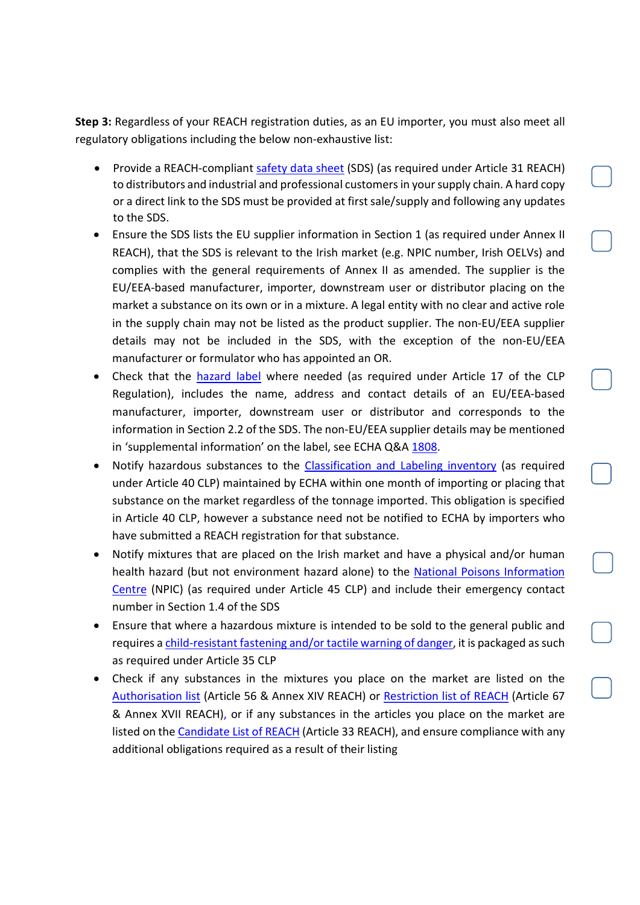**Step 3:** Regardless of your REACH registration duties, as an EU importer, you must also meet all regulatory obligations including the below non-exhaustive list:

- Provide a REACH-compliant safety data sheet (SDS) (as required under Article 31 REACH) to distributors and industrial and professional customers in your supply chain. A hard copy or a direct link to the SDS must be provided at first sale/supply and following any updates to the SDS. ☐
- Ensure the SDS lists the EU supplier information in Section 1 (as required under Annex II REACH), that the SDS is relevant to the Irish market (e.g. NPIC number, Irish OELVs) and complies with the general requirements of Annex II as amended. The supplier is the EU/EEA-based manufacturer, importer, downstream user or distributor placing on the market a substance on its own or in a mixture. A legal entity with no clear and active role in the supply chain may not be listed as the product supplier. The non-EU/EEA supplier details may not be included in the SDS, with the exception of the non-EU/EEA manufacturer or formulator who has appointed an OR. ☐
- Check that the hazard label where needed (as required under Article 17 of the CLP Regulation), includes the name, address and contact details of an EU/EEA-based manufacturer, importer, downstream user or distributor and corresponds to the information in Section 2.2 of the SDS. The non-EU/EEA supplier details may be mentioned in 'supplemental information' on the label, see ECHA Q&A 1808. ☐
- Notify hazardous substances to the Classification and Labeling inventory (as required under Article 40 CLP) maintained by ECHA within one month of importing or placing that substance on the market regardless of the tonnage imported. This obligation is specified in Article 40 CLP, however a substance need not be notified to ECHA by importers who have submitted a REACH registration for that substance. ☐
- Notify mixtures that are placed on the Irish market and have a physical and/or human health hazard (but not environment hazard alone) to the National Poisons Information Centre (NPIC) (as required under Article 45 CLP) and include their emergency contact number in Section 1.4 of the SDS ☐
- Ensure that where a hazardous mixture is intended to be sold to the general public and requires a child-resistant fastening and/or tactile warning of danger, it is packaged as such as required under Article 35 CLP ☐
- Check if any substances in the mixtures you place on the market are listed on the Authorisation list (Article 56 & Annex XIV REACH) or Restriction list of REACH (Article 67 & Annex XVII REACH), or if any substances in the articles you place on the market are listed on the Candidate List of REACH (Article 33 REACH), and ensure compliance with any additional obligations required as a result of their listing ☐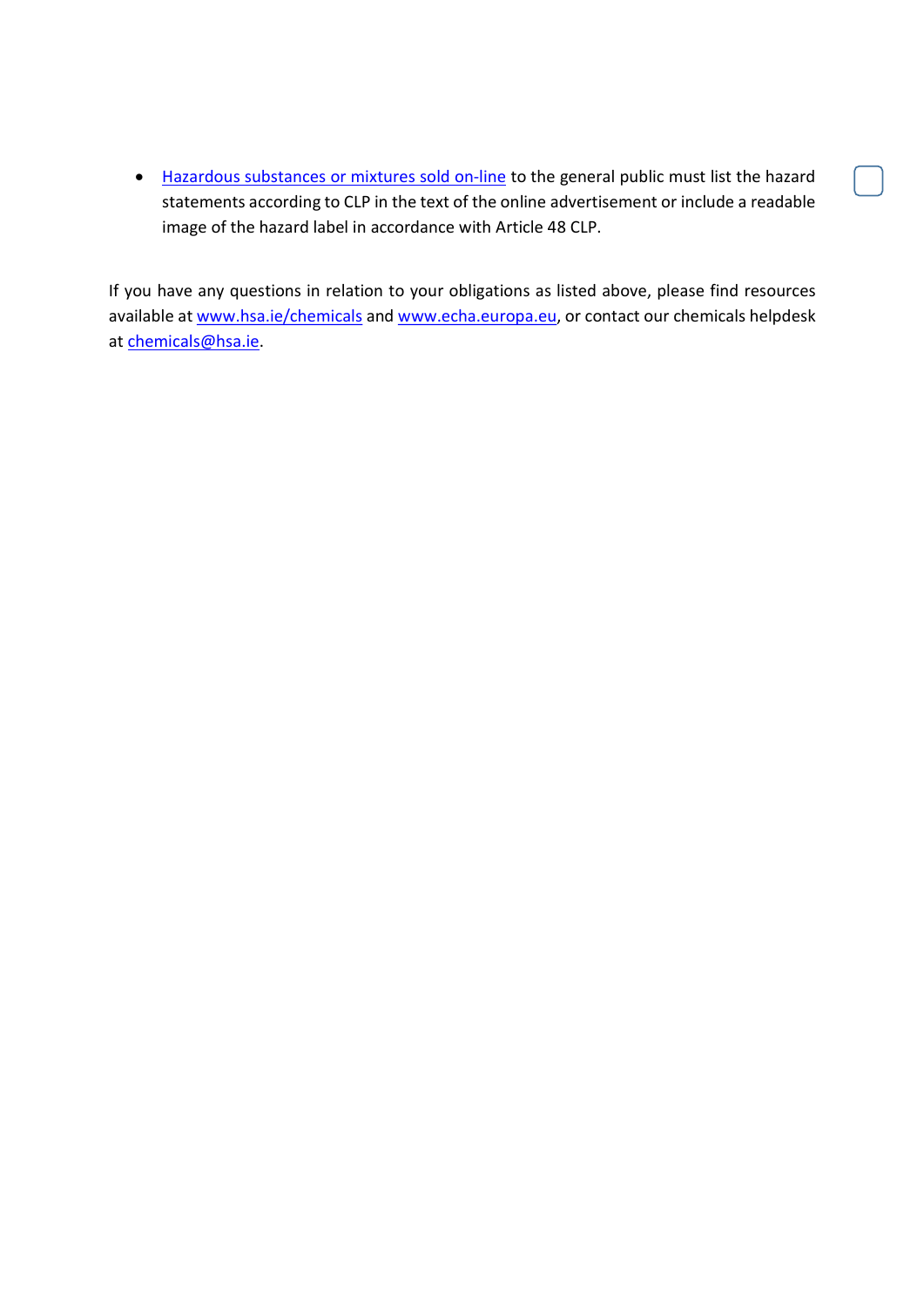- [Hazardous substances or mixtures sold on-line]() to the general public must list the hazard statements according to CLP in the text of the online advertisement or include a readable image of the hazard label in accordance with Article 48 CLP.

If you have any questions in relation to your obligations as listed above, please find resources available at [www.hsa.ie/chemicals](http://www.hsa.ie/chemicals) and [www.echa.europa.eu](http://www.echa.europa.eu), or contact our chemicals helpdesk at [chemicals@hsa.ie](mailto:chemicals@hsa.ie).